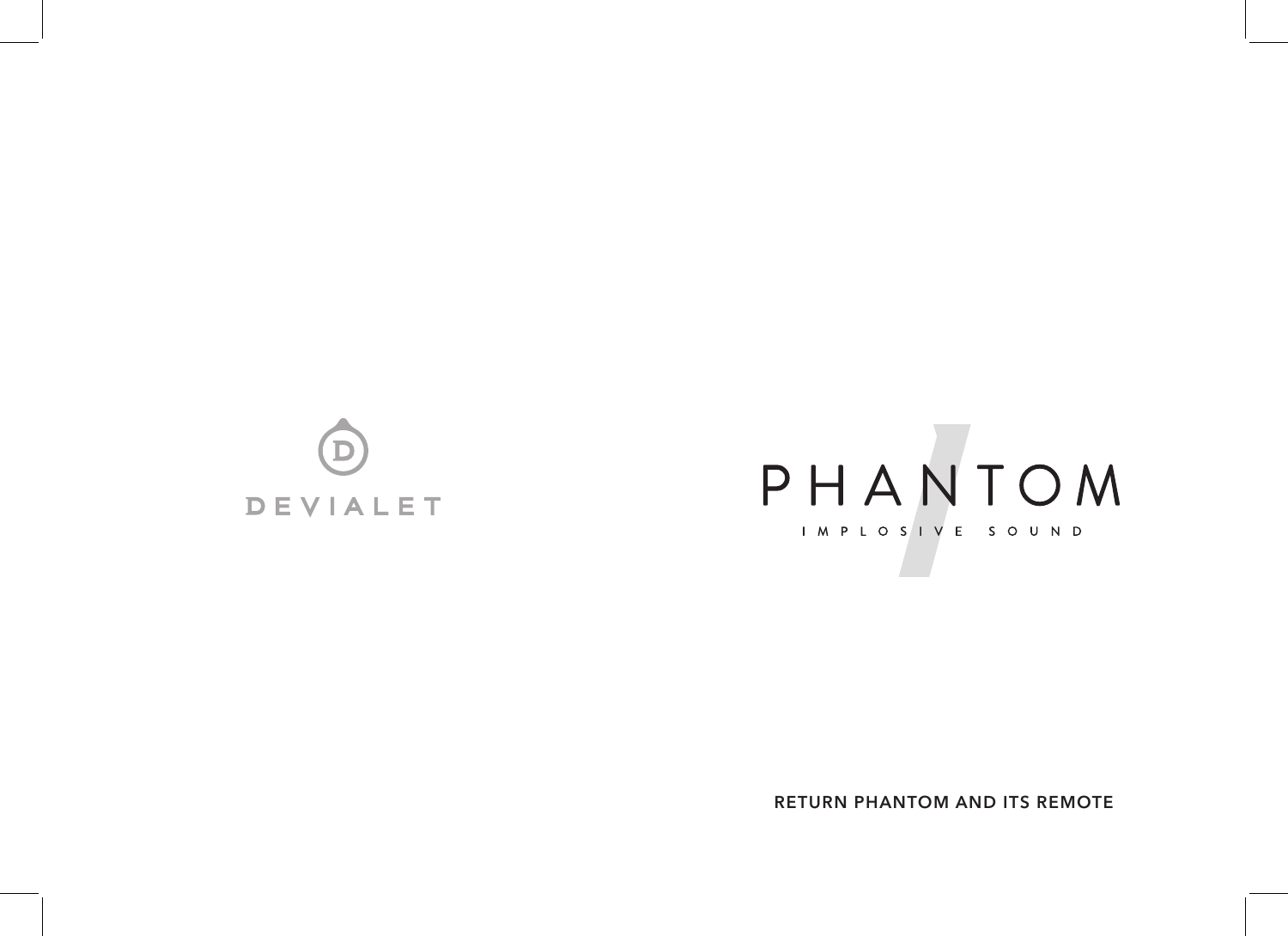DEVIALET

# PHANTOM

IMPLOSIVE SOUND

**RETURN PHANTOM AND ITS REMOTE**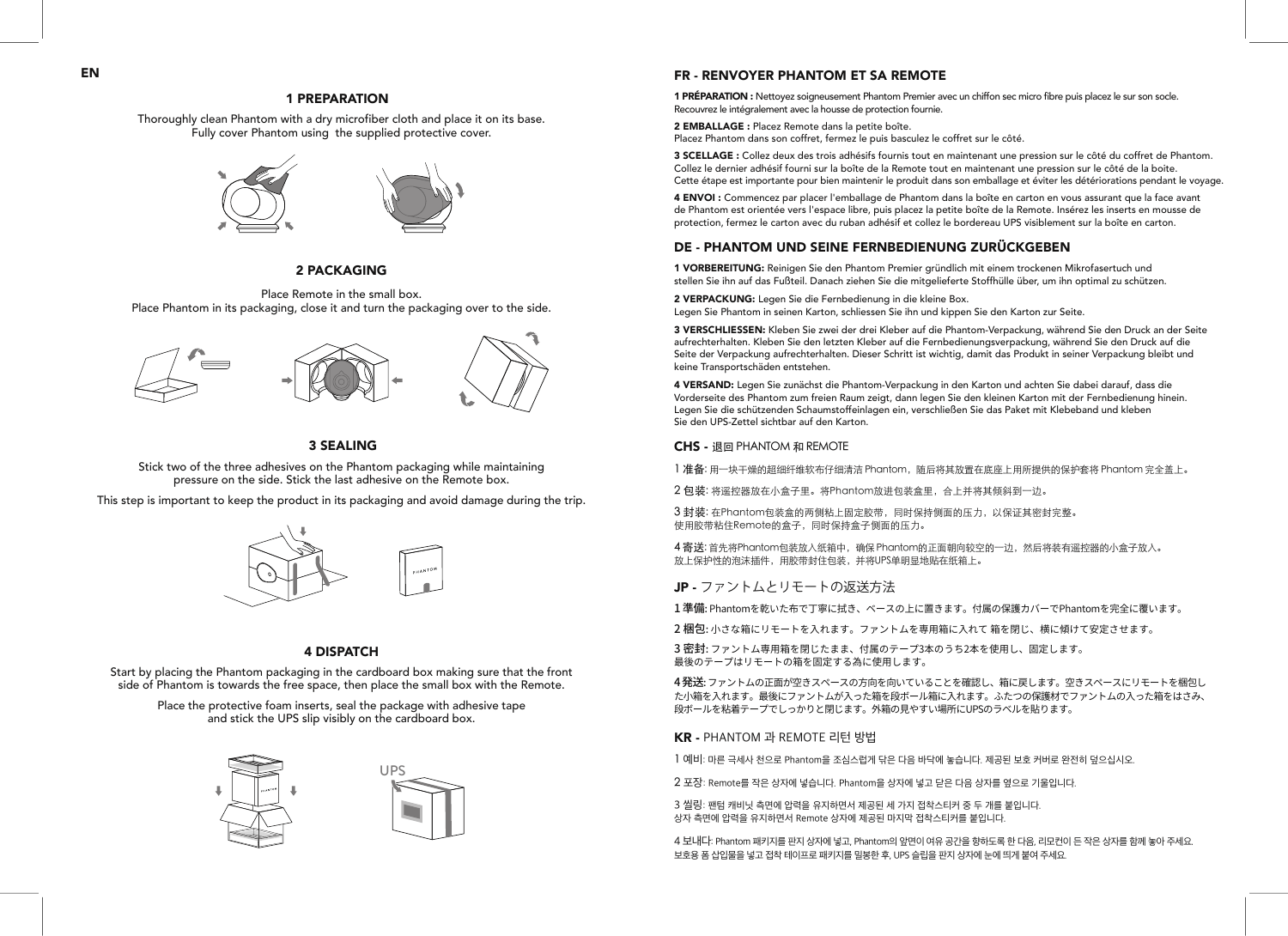EN

## 1 PREPARATION

Thoroughly clean Phantom with a dry microfiber cloth and place it on its base. Fully cover Phantom using the supplied protective cover.

## 2 PACKAGING

Place Remote in the small box.
Place Phantom in its packaging, close it and turn the packaging over to the side.

## 3 SEALING

Stick two of the three adhesives on the Phantom packaging while maintaining pressure on the side. Stick the last adhesive on the Remote box.

This step is important to keep the product in its packaging and avoid damage during the trip.

PHANTOM

## 4 DISPATCH

Start by placing the Phantom packaging in the cardboard box making sure that the front side of Phantom is towards the free space, then place the small box with the Remote.

Place the protective foam inserts, seal the package with adhesive tape and stick the UPS slip visibly on the cardboard box.

PHANTOM

UPS

## FR - RENVOYER PHANTOM ET SA REMOTE

**1 PRÉPARATION :** Nettoyez soigneusement Phantom Premier avec un chiffon sec micro fibre puis placez le sur son socle. Recouvrez le intégralement avec la housse de protection fournie.

**2 EMBALLAGE :** Placez Remote dans la petite boîte.
Placez Phantom dans son coffret, fermez le puis basculez le coffret sur le côté.

**3 SCELLAGE :** Collez deux des trois adhésifs fournis tout en maintenant une pression sur le côté du coffret de Phantom. Collez le dernier adhésif fourni sur la boîte de la Remote tout en maintenant une pression sur le côté de la boîte. Cette étape est importante pour bien maintenir le produit dans son emballage et éviter les détériorations pendant le voyage.

**4 ENVOI :** Commencez par placer l'emballage de Phantom dans la boîte en carton en vous assurant que la face avant de Phantom est orientée vers l'espace libre, puis placez la petite boîte de la Remote. Insérez les inserts en mousse de protection, fermez le carton avec du ruban adhésif et collez le bordereau UPS visiblement sur la boîte en carton.

## DE - PHANTOM UND SEINE FERNBEDIENUNG ZURÜCKGEBEN

**1 VORBEREITUNG:** Reinigen Sie den Phantom Premier gründlich mit einem trockenen Mikrofasertuch und stellen Sie ihn auf das Fußteil. Danach ziehen Sie die mitgelieferte Stoffhülle über, um ihn optimal zu schützen.

**2 VERPACKUNG:** Legen Sie die Fernbedienung in die kleine Box.
Legen Sie Phantom in seinen Karton, schliessen Sie ihn und kippen Sie den Karton zur Seite.

**3 VERSCHLIESSEN:** Kleben Sie zwei der drei Kleber auf die Phantom-Verpackung, während Sie den Druck an der Seite aufrechterhalten. Kleben Sie den letzten Kleber auf die Fernbedienungsverpackung, während Sie den Druck auf die Seite der Verpackung aufrechterhalten. Dieser Schritt ist wichtig, damit das Produkt in seiner Verpackung bleibt und keine Transportschäden entstehen.

**4 VERSAND:** Legen Sie zunächst die Phantom-Verpackung in den Karton und achten Sie dabei darauf, dass die Vorderseite des Phantom zum freien Raum zeigt, dann legen Sie den kleinen Karton mit der Fernbedienung hinein. Legen Sie die schützenden Schaumstoffeinlagen ein, verschließen Sie das Paket mit Klebeband und kleben Sie den UPS-Zettel sichtbar auf den Karton.

## CHS - 退回 PHANTOM 和 REMOTE

1 准备: 用一块干燥的超细纤维软布仔细清洁 Phantom，随后将其放置在底座上用所提供的保护套将 Phantom 完全盖上。

2 包装: 将遥控器放在小盒子里。将Phantom放进包装盒里，合上并将其倾斜到一边。

3 封装: 在Phantom包装盒的两侧粘上固定胶带，同时保持侧面的压力，以保证其密封完整。
使用胶带粘住Remote的盒子，同时保持盒子侧面的压力。

4 寄送: 首先将Phantom包装放入纸箱中，确保 Phantom的正面朝向较空的一边，然后将装有遥控器的小盒子放入。
放上保护性的泡沫插件，用胶带封住包装，并将UPS单明显地贴在纸箱上。

## JP - ファントムとリモートの返送方法

1 準備: Phantomを乾いた布で丁寧に拭き、ベースの上に置きます。付属の保護カバーでPhantomを完全に覆います。

2 梱包: 小さな箱にリモートを入れます。ファントムを専用箱に入れて 箱を閉じ、横に傾けて安定させます。

3 密封: ファントム専用箱を閉じたまま、付属のテープ3本のうち2本を使用し、固定します。
最後のテープはリモートの箱を固定する為に使用します。

4 発送: ファントムの正面が空きスペースの方向を向いていることを確認し、箱に戻します。空きスペースにリモートを梱包した小箱を入れます。最後にファントムが入った箱を段ボール箱に入れます。ふたつの保護材でファントムの入った箱をはさみ、段ボールを粘着テープでしっかりと閉じます。外箱の見やすい場所にUPSのラベルを貼ります。

## KR - PHANTOM 과 REMOTE 리턴 방법

1 예비: 마른 극세사 천으로 Phantom을 조심스럽게 닦은 다음 바닥에 놓습니다. 제공된 보호 커버로 완전히 덮으십시오.

2 포장: Remote를 작은 상자에 넣습니다. Phantom을 상자에 넣고 닫은 다음 상자를 옆으로 기울입니다.

3 씰링: 팬텀 캐비닛 측면에 압력을 유지하면서 제공된 세 가지 접착스티커 중 두 개를 붙입니다.
상자 측면에 압력을 유지하면서 Remote 상자에 제공된 마지막 접착스티커를 붙입니다.

4 보내다: Phantom 패키지를 판지 상자에 넣고, Phantom의 앞면이 여유 공간을 향하도록 한 다음, 리모컨이 든 작은 상자를 함께 놓아 주세요.
보호용 폼 삽입물을 넣고 접착 테이프로 패키지를 밀봉한 후, UPS 슬립을 판지 상자에 눈에 띄게 붙여 주세요.